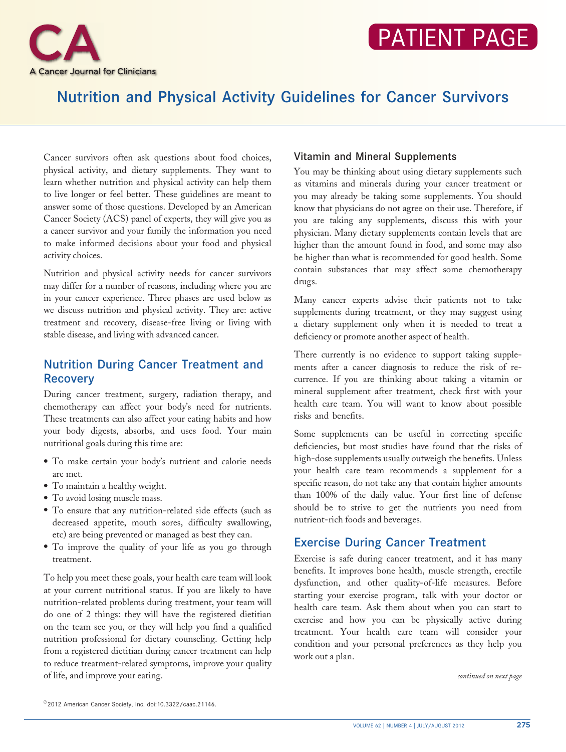# Nutrition and Physical Activity Guidelines for Cancer Survivors

Cancer survivors often ask questions about food choices, physical activity, and dietary supplements. They want to learn whether nutrition and physical activity can help them to live longer or feel better. These guidelines are meant to answer some of those questions. Developed by an American Cancer Society (ACS) panel of experts, they will give you as a cancer survivor and your family the information you need to make informed decisions about your food and physical activity choices.

Nutrition and physical activity needs for cancer survivors may differ for a number of reasons, including where you are in your cancer experience. Three phases are used below as we discuss nutrition and physical activity. They are: active treatment and recovery, disease-free living or living with stable disease, and living with advanced cancer.

## Nutrition During Cancer Treatment and Recovery

During cancer treatment, surgery, radiation therapy, and chemotherapy can affect your body's need for nutrients. These treatments can also affect your eating habits and how your body digests, absorbs, and uses food. Your main nutritional goals during this time are:

- To make certain your body's nutrient and calorie needs are met.
- To maintain a healthy weight.
- To avoid losing muscle mass.
- To ensure that any nutrition-related side effects (such as decreased appetite, mouth sores, difficulty swallowing, etc) are being prevented or managed as best they can.
- To improve the quality of your life as you go through treatment.

To help you meet these goals, your health care team will look at your current nutritional status. If you are likely to have nutrition-related problems during treatment, your team will do one of 2 things: they will have the registered dietitian on the team see you, or they will help you find a qualified nutrition professional for dietary counseling. Getting help from a registered dietitian during cancer treatment can help to reduce treatment-related symptoms, improve your quality of life, and improve your eating.

### Vitamin and Mineral Supplements

You may be thinking about using dietary supplements such as vitamins and minerals during your cancer treatment or you may already be taking some supplements. You should know that physicians do not agree on their use. Therefore, if you are taking any supplements, discuss this with your physician. Many dietary supplements contain levels that are higher than the amount found in food, and some may also be higher than what is recommended for good health. Some contain substances that may affect some chemotherapy drugs.

Many cancer experts advise their patients not to take supplements during treatment, or they may suggest using a dietary supplement only when it is needed to treat a deficiency or promote another aspect of health.

There currently is no evidence to support taking supplements after a cancer diagnosis to reduce the risk of recurrence. If you are thinking about taking a vitamin or mineral supplement after treatment, check first with your health care team. You will want to know about possible risks and benefits.

Some supplements can be useful in correcting specific deficiencies, but most studies have found that the risks of high-dose supplements usually outweigh the benefits. Unless your health care team recommends a supplement for a specific reason, do not take any that contain higher amounts than 100% of the daily value. Your first line of defense should be to strive to get the nutrients you need from nutrient-rich foods and beverages.

## Exercise During Cancer Treatment

Exercise is safe during cancer treatment, and it has many benefits. It improves bone health, muscle strength, erectile dysfunction, and other quality-of-life measures. Before starting your exercise program, talk with your doctor or health care team. Ask them about when you can start to exercise and how you can be physically active during treatment. Your health care team will consider your condition and your personal preferences as they help you work out a plan.

*continued on next page*

©2012 American Cancer Society, Inc. doi:10.3322/caac.21146.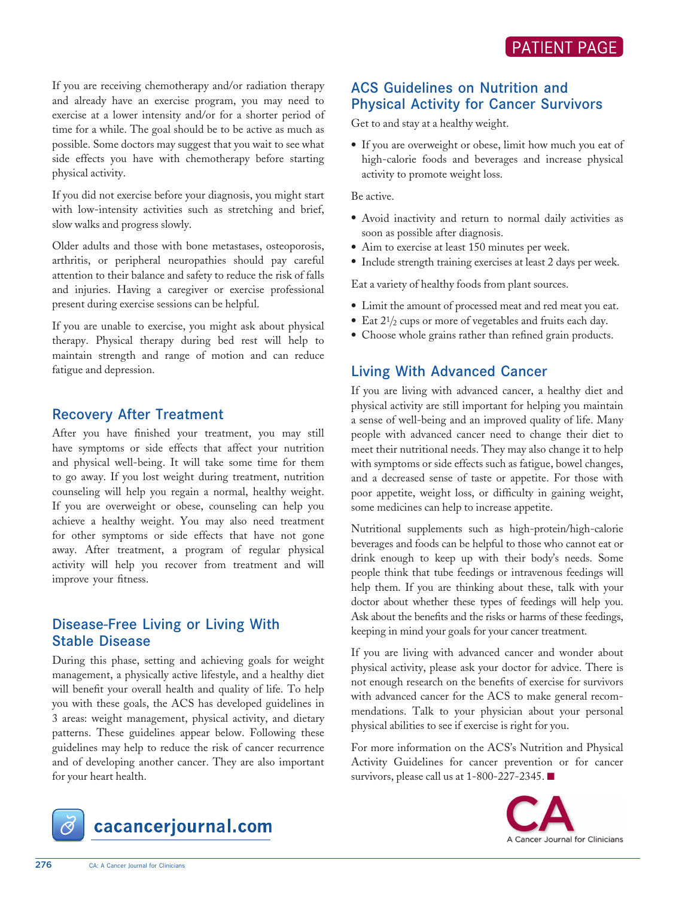If you are receiving chemotherapy and/or radiation therapy and already have an exercise program, you may need to exercise at a lower intensity and/or for a shorter period of time for a while. The goal should be to be active as much as possible. Some doctors may suggest that you wait to see what side effects you have with chemotherapy before starting physical activity.

If you did not exercise before your diagnosis, you might start with low-intensity activities such as stretching and brief, slow walks and progress slowly.

Older adults and those with bone metastases, osteoporosis, arthritis, or peripheral neuropathies should pay careful attention to their balance and safety to reduce the risk of falls and injuries. Having a caregiver or exercise professional present during exercise sessions can be helpful.

If you are unable to exercise, you might ask about physical therapy. Physical therapy during bed rest will help to maintain strength and range of motion and can reduce fatigue and depression.

## Recovery After Treatment

After you have finished your treatment, you may still have symptoms or side effects that affect your nutrition and physical well-being. It will take some time for them to go away. If you lost weight during treatment, nutrition counseling will help you regain a normal, healthy weight. If you are overweight or obese, counseling can help you achieve a healthy weight. You may also need treatment for other symptoms or side effects that have not gone away. After treatment, a program of regular physical activity will help you recover from treatment and will improve your fitness.

## Disease-Free Living or Living With Stable Disease

During this phase, setting and achieving goals for weight management, a physically active lifestyle, and a healthy diet will benefit your overall health and quality of life. To help you with these goals, the ACS has developed guidelines in 3 areas: weight management, physical activity, and dietary patterns. These guidelines appear below. Following these guidelines may help to reduce the risk of cancer recurrence and of developing another cancer. They are also important for your heart health.

## ACS Guidelines on Nutrition and Physical Activity for Cancer Survivors

Get to and stay at a healthy weight.

- If you are overweight or obese, limit how much you eat of high-calorie foods and beverages and increase physical activity to promote weight loss.

Be active.

- Avoid inactivity and return to normal daily activities as soon as possible after diagnosis.
- Aim to exercise at least 150 minutes per week.
- Include strength training exercises at least 2 days per week.

Eat a variety of healthy foods from plant sources.

- Limit the amount of processed meat and red meat you eat.
- Eat 2½ cups or more of vegetables and fruits each day.
- Choose whole grains rather than refined grain products.

## Living With Advanced Cancer

If you are living with advanced cancer, a healthy diet and physical activity are still important for helping you maintain a sense of well-being and an improved quality of life. Many people with advanced cancer need to change their diet to meet their nutritional needs. They may also change it to help with symptoms or side effects such as fatigue, bowel changes, and a decreased sense of taste or appetite. For those with poor appetite, weight loss, or difficulty in gaining weight, some medicines can help to increase appetite.

Nutritional supplements such as high-protein/high-calorie beverages and foods can be helpful to those who cannot eat or drink enough to keep up with their body's needs. Some people think that tube feedings or intravenous feedings will help them. If you are thinking about these, talk with your doctor about whether these types of feedings will help you. Ask about the benefits and the risks or harms of these feedings, keeping in mind your goals for your cancer treatment.

If you are living with advanced cancer and wonder about physical activity, please ask your doctor for advice. There is not enough research on the benefits of exercise for survivors with advanced cancer for the ACS to make general recommendations. Talk to your physician about your personal physical abilities to see if exercise is right for you.

For more information on the ACS's Nutrition and Physical Activity Guidelines for cancer prevention or for cancer survivors, please call us at 1-800-227-2345. ■

cacancerjournal.com

CA A Cancer Journal for Clinicians